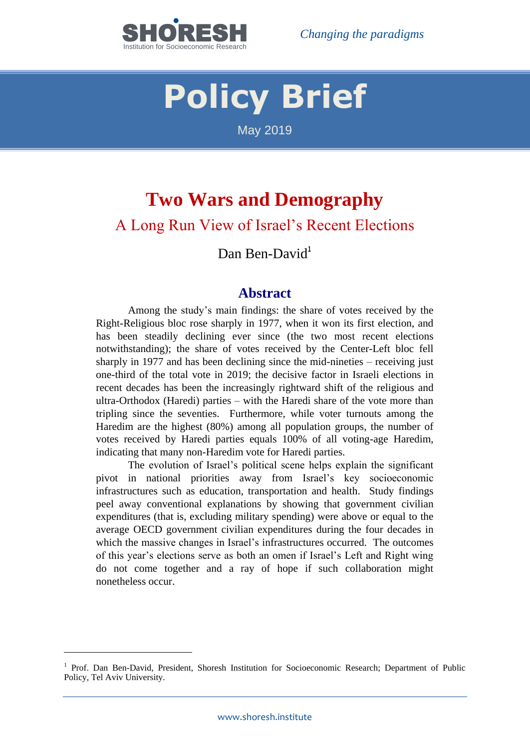SHORESH
Institution for Socioeconomic Research

*Changing the paradigms*

# Policy Brief

May 2019

# Two Wars and Demography

## A Long Run View of Israel's Recent Elections

Dan Ben-David[1]

### Abstract

Among the study's main findings: the share of votes received by the Right-Religious bloc rose sharply in 1977, when it won its first election, and has been steadily declining ever since (the two most recent elections notwithstanding); the share of votes received by the Center-Left bloc fell sharply in 1977 and has been declining since the mid-nineties – receiving just one-third of the total vote in 2019; the decisive factor in Israeli elections in recent decades has been the increasingly rightward shift of the religious and ultra-Orthodox (Haredi) parties – with the Haredi share of the vote more than tripling since the seventies. Furthermore, while voter turnouts among the Haredim are the highest (80%) among all population groups, the number of votes received by Haredi parties equals 100% of all voting-age Haredim, indicating that many non-Haredim vote for Haredi parties.

The evolution of Israel's political scene helps explain the significant pivot in national priorities away from Israel's key socioeconomic infrastructures such as education, transportation and health. Study findings peel away conventional explanations by showing that government civilian expenditures (that is, excluding military spending) were above or equal to the average OECD government civilian expenditures during the four decades in which the massive changes in Israel's infrastructures occurred. The outcomes of this year's elections serve as both an omen if Israel's Left and Right wing do not come together and a ray of hope if such collaboration might nonetheless occur.

---

[1] Prof. Dan Ben-David, President, Shoresh Institution for Socioeconomic Research; Department of Public Policy, Tel Aviv University.

www.shoresh.institute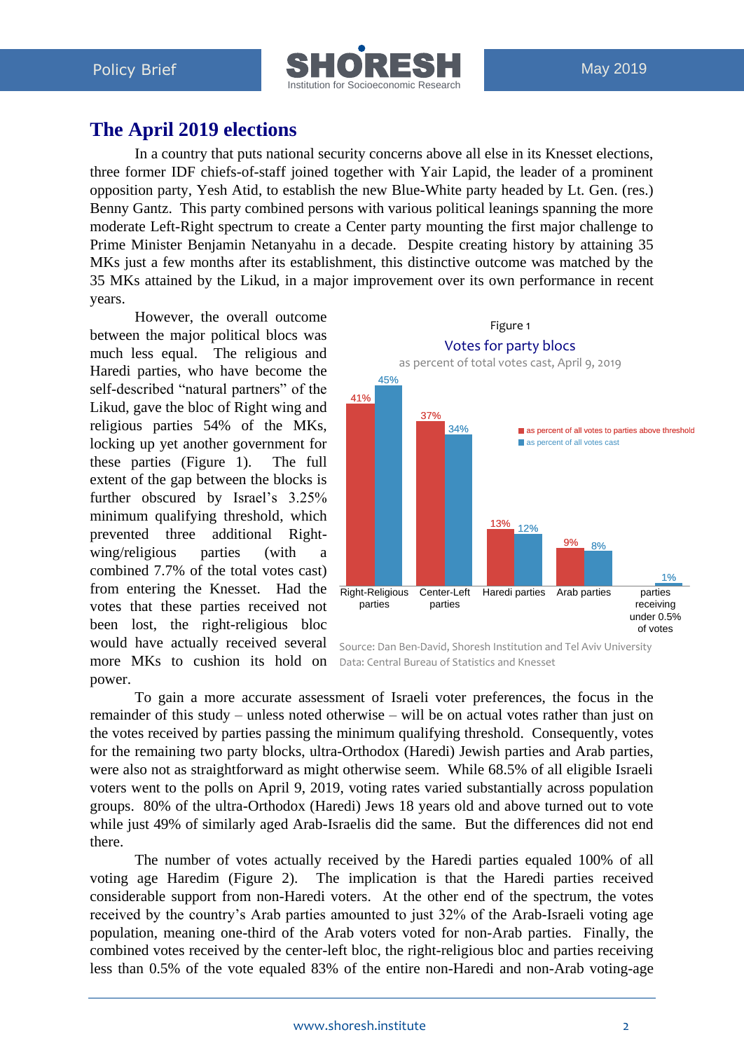# The April 2019 elections

In a country that puts national security concerns above all else in its Knesset elections, three former IDF chiefs-of-staff joined together with Yair Lapid, the leader of a prominent opposition party, Yesh Atid, to establish the new Blue-White party headed by Lt. Gen. (res.) Benny Gantz. This party combined persons with various political leanings spanning the more moderate Left-Right spectrum to create a Center party mounting the first major challenge to Prime Minister Benjamin Netanyahu in a decade. Despite creating history by attaining 35 MKs just a few months after its establishment, this distinctive outcome was matched by the 35 MKs attained by the Likud, in a major improvement over its own performance in recent years.

However, the overall outcome between the major political blocs was much less equal. The religious and Haredi parties, who have become the self-described "natural partners" of the Likud, gave the bloc of Right wing and religious parties 54% of the MKs, locking up yet another government for these parties (Figure 1). The full extent of the gap between the blocks is further obscured by Israel's 3.25% minimum qualifying threshold, which prevented three additional Right-wing/religious parties (with a combined 7.7% of the total votes cast) from entering the Knesset. Had the votes that these parties received not been lost, the right-religious bloc would have actually received several more MKs to cushion its hold on power.

Figure 1

Votes for party blocs

as percent of total votes cast, April 9, 2019

| | as percent of all votes to parties above threshold | as percent of all votes cast |
|---|---|---|
| Right-Religious parties | 41% | 45% |
| Center-Left parties | 37% | 34% |
| Haredi parties | 13% | 12% |
| Arab parties | 9% | 8% |
| parties receiving under 0.5% of votes | | 1% |

Source: Dan Ben-David, Shoresh Institution and Tel Aviv University
Data: Central Bureau of Statistics and Knesset

To gain a more accurate assessment of Israeli voter preferences, the focus in the remainder of this study – unless noted otherwise – will be on actual votes rather than just on the votes received by parties passing the minimum qualifying threshold. Consequently, votes for the remaining two party blocks, ultra-Orthodox (Haredi) Jewish parties and Arab parties, were also not as straightforward as might otherwise seem. While 68.5% of all eligible Israeli voters went to the polls on April 9, 2019, voting rates varied substantially across population groups. 80% of the ultra-Orthodox (Haredi) Jews 18 years old and above turned out to vote while just 49% of similarly aged Arab-Israelis did the same. But the differences did not end there.

The number of votes actually received by the Haredi parties equaled 100% of all voting age Haredim (Figure 2). The implication is that the Haredi parties received considerable support from non-Haredi voters. At the other end of the spectrum, the votes received by the country's Arab parties amounted to just 32% of the Arab-Israeli voting age population, meaning one-third of the Arab voters voted for non-Arab parties. Finally, the combined votes received by the center-left bloc, the right-religious bloc and parties receiving less than 0.5% of the vote equaled 83% of the entire non-Haredi and non-Arab voting-age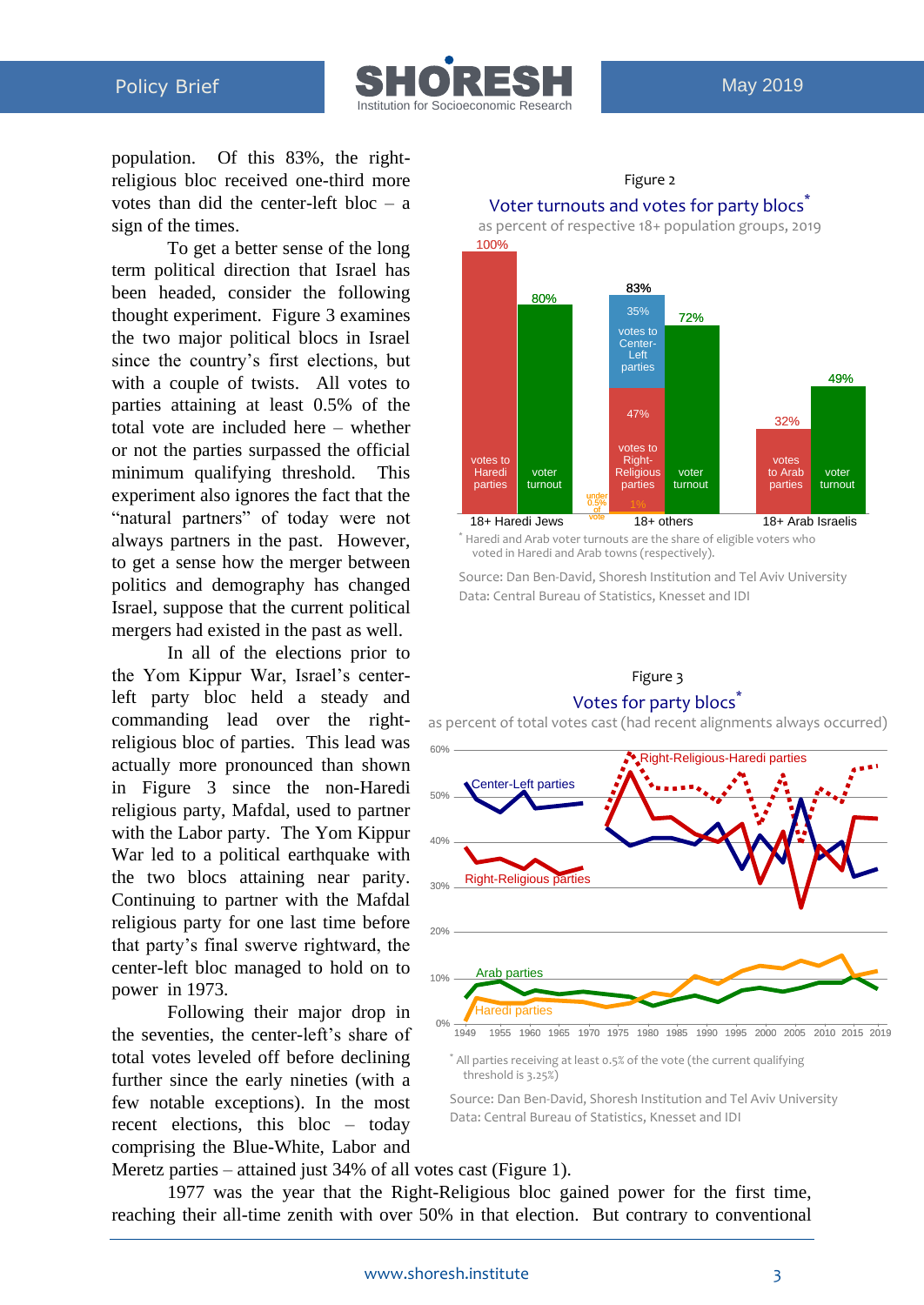population. Of this 83%, the right-religious bloc received one-third more votes than did the center-left bloc – a sign of the times.

To get a better sense of the long term political direction that Israel has been headed, consider the following thought experiment. Figure 3 examines the two major political blocs in Israel since the country's first elections, but with a couple of twists. All votes to parties attaining at least 0.5% of the total vote are included here – whether or not the parties surpassed the official minimum qualifying threshold. This experiment also ignores the fact that the "natural partners" of today were not always partners in the past. However, to get a sense how the merger between politics and demography has changed Israel, suppose that the current political mergers had existed in the past as well.

In all of the elections prior to the Yom Kippur War, Israel's center-left party bloc held a steady and commanding lead over the right-religious bloc of parties. This lead was actually more pronounced than shown in Figure 3 since the non-Haredi religious party, Mafdal, used to partner with the Labor party. The Yom Kippur War led to a political earthquake with the two blocs attaining near parity. Continuing to partner with the Mafdal religious party for one last time before that party's final swerve rightward, the center-left bloc managed to hold on to power in 1973.

Following their major drop in the seventies, the center-left's share of total votes leveled off before declining further since the early nineties (with a few notable exceptions). In the most recent elections, this bloc – today comprising the Blue-White, Labor and Meretz parties – attained just 34% of all votes cast (Figure 1).

1977 was the year that the Right-Religious bloc gained power for the first time, reaching their all-time zenith with over 50% in that election. But contrary to conventional

Figure 2

Voter turnouts and votes for party blocs*

as percent of respective 18+ population groups, 2019

| Group | Votes | Voter turnout |
|---|---|---|
| 18+ Haredi Jews | votes to Haredi parties: 100% | voter turnout: 80% |
| 18+ others | votes to Right-Religious parties: 47%; votes to Center-Left parties: 35%; votes to Haredi parties: 1%; under 0.5% of vote (total 83%) | voter turnout: 72% |
| 18+ Arab Israelis | votes to Arab parties: 32% | voter turnout: 49% |

* Haredi and Arab voter turnouts are the share of eligible voters who voted in Haredi and Arab towns (respectively).

Source: Dan Ben-David, Shoresh Institution and Tel Aviv University
Data: Central Bureau of Statistics, Knesset and IDI

Figure 3

Votes for party blocs*

as percent of total votes cast (had recent alignments always occurred)

* All parties receiving at least 0.5% of the vote (the current qualifying threshold is 3.25%)

Source: Dan Ben-David, Shoresh Institution and Tel Aviv University
Data: Central Bureau of Statistics, Knesset and IDI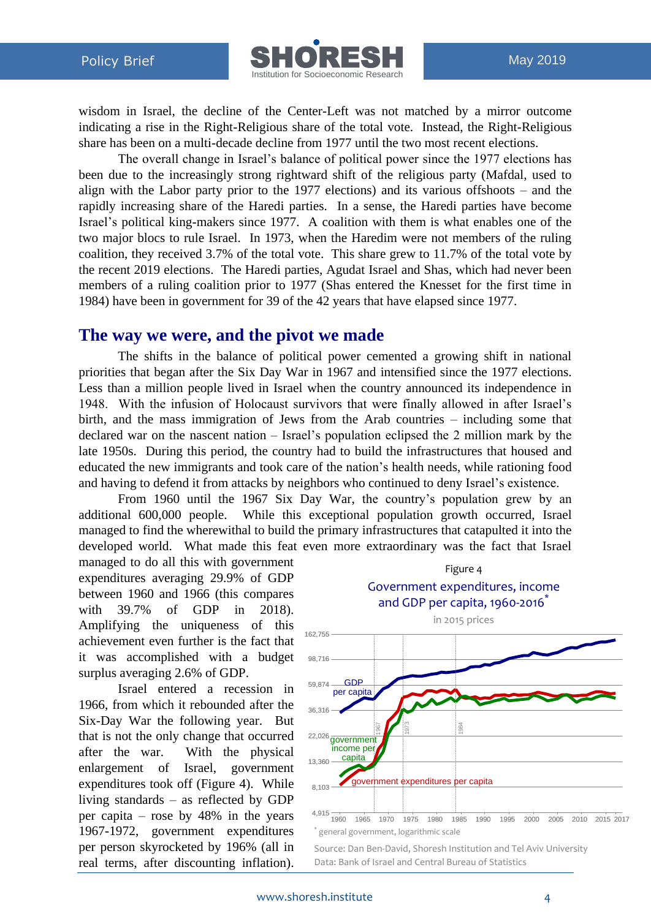wisdom in Israel, the decline of the Center-Left was not matched by a mirror outcome indicating a rise in the Right-Religious share of the total vote. Instead, the Right-Religious share has been on a multi-decade decline from 1977 until the two most recent elections.

The overall change in Israel's balance of political power since the 1977 elections has been due to the increasingly strong rightward shift of the religious party (Mafdal, used to align with the Labor party prior to the 1977 elections) and its various offshoots – and the rapidly increasing share of the Haredi parties. In a sense, the Haredi parties have become Israel's political king-makers since 1977. A coalition with them is what enables one of the two major blocs to rule Israel. In 1973, when the Haredim were not members of the ruling coalition, they received 3.7% of the total vote. This share grew to 11.7% of the total vote by the recent 2019 elections. The Haredi parties, Agudat Israel and Shas, which had never been members of a ruling coalition prior to 1977 (Shas entered the Knesset for the first time in 1984) have been in government for 39 of the 42 years that have elapsed since 1977.

## The way we were, and the pivot we made

The shifts in the balance of political power cemented a growing shift in national priorities that began after the Six Day War in 1967 and intensified since the 1977 elections. Less than a million people lived in Israel when the country announced its independence in 1948. With the infusion of Holocaust survivors that were finally allowed in after Israel's birth, and the mass immigration of Jews from the Arab countries – including some that declared war on the nascent nation – Israel's population eclipsed the 2 million mark by the late 1950s. During this period, the country had to build the infrastructures that housed and educated the new immigrants and took care of the nation's health needs, while rationing food and having to defend it from attacks by neighbors who continued to deny Israel's existence.

From 1960 until the 1967 Six Day War, the country's population grew by an additional 600,000 people. While this exceptional population growth occurred, Israel managed to find the wherewithal to build the primary infrastructures that catapulted it into the developed world. What made this feat even more extraordinary was the fact that Israel managed to do all this with government expenditures averaging 29.9% of GDP between 1960 and 1966 (this compares with 39.7% of GDP in 2018). Amplifying the uniqueness of this achievement even further is the fact that it was accomplished with a budget surplus averaging 2.6% of GDP.

Israel entered a recession in 1966, from which it rebounded after the Six-Day War the following year. But that is not the only change that occurred after the war. With the physical enlargement of Israel, government expenditures took off (Figure 4). While living standards – as reflected by GDP per capita – rose by 48% in the years 1967-1972, government expenditures per person skyrocketed by 196% (all in real terms, after discounting inflation).

Figure 4

Government expenditures, income and GDP per capita, 1960-2016*

in 2015 prices

\* general government, logarithmic scale

Source: Dan Ben-David, Shoresh Institution and Tel Aviv University
Data: Bank of Israel and Central Bureau of Statistics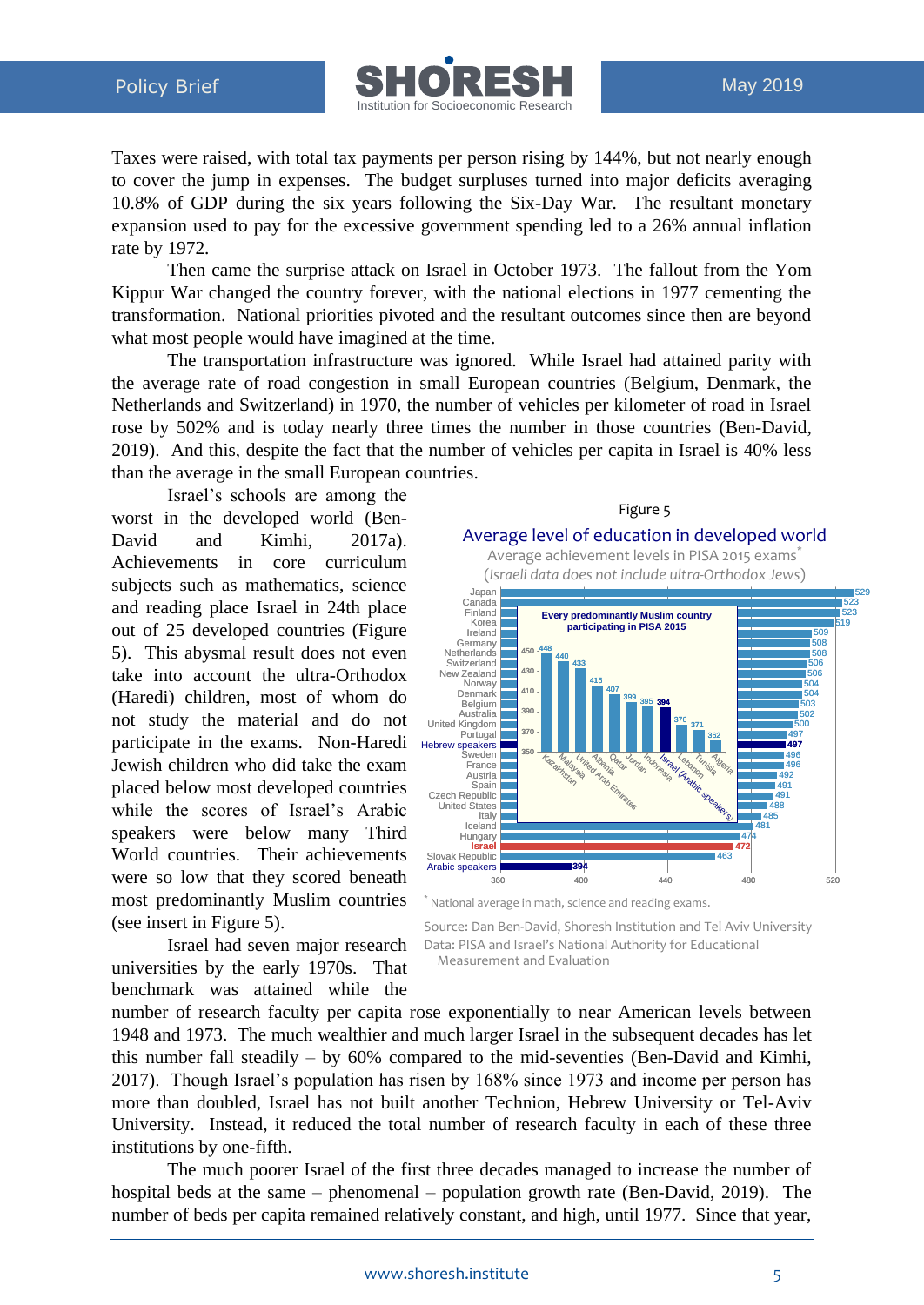Taxes were raised, with total tax payments per person rising by 144%, but not nearly enough to cover the jump in expenses. The budget surpluses turned into major deficits averaging 10.8% of GDP during the six years following the Six-Day War. The resultant monetary expansion used to pay for the excessive government spending led to a 26% annual inflation rate by 1972.

Then came the surprise attack on Israel in October 1973. The fallout from the Yom Kippur War changed the country forever, with the national elections in 1977 cementing the transformation. National priorities pivoted and the resultant outcomes since then are beyond what most people would have imagined at the time.

The transportation infrastructure was ignored. While Israel had attained parity with the average rate of road congestion in small European countries (Belgium, Denmark, the Netherlands and Switzerland) in 1970, the number of vehicles per kilometer of road in Israel rose by 502% and is today nearly three times the number in those countries (Ben-David, 2019). And this, despite the fact that the number of vehicles per capita in Israel is 40% less than the average in the small European countries.

Israel's schools are among the worst in the developed world (Ben-David and Kimhi, 2017a). Achievements in core curriculum subjects such as mathematics, science and reading place Israel in 24th place out of 25 developed countries (Figure 5). This abysmal result does not even take into account the ultra-Orthodox (Haredi) children, most of whom do not study the material and do not participate in the exams. Non-Haredi Jewish children who did take the exam placed below most developed countries while the scores of Israel's Arabic speakers were below many Third World countries. Their achievements were so low that they scored beneath most predominantly Muslim countries (see insert in Figure 5).

Figure 5

**Average level of education in developed world**

Average achievement levels in PISA 2015 exams*

(*Israeli data does not include ultra-Orthodox Jews*)

| Country | Score |
|---|---|
| Japan | 529 |
| Canada | 523 |
| Finland | 523 |
| Korea | 519 |
| Ireland | 509 |
| Germany | 508 |
| Netherlands | 508 |
| Switzerland | 506 |
| New Zealand | 506 |
| Norway | 504 |
| Denmark | 504 |
| Belgium | 503 |
| Australia | 502 |
| United Kingdom | 500 |
| Portugal | 497 |
| Hebrew speakers | 497 |
| Sweden | 496 |
| France | 496 |
| Austria | 492 |
| Spain | 491 |
| Czech Republic | 491 |
| United States | 488 |
| Italy | 485 |
| Iceland | 481 |
| Hungary | 474 |
| Israel | 472 |
| Slovak Republic | 463 |
| Arabic speakers | 394 |

Every predominantly Muslim country participating in PISA 2015

| Country | Score |
|---|---|
| Kazakhstan | 448 |
| Malaysia | 440 |
| United Arab Emirates | 433 |
| Albania | 415 |
| Qatar | 407 |
| Jordan | 399 |
| Indonesia | 395 |
| Israel (Arabic speakers) | 394 |
| Lebanon | 376 |
| Tunisia | 371 |
| Algeria | 362 |

\* National average in math, science and reading exams.

Source: Dan Ben-David, Shoresh Institution and Tel Aviv University
Data: PISA and Israel's National Authority for Educational Measurement and Evaluation

Israel had seven major research universities by the early 1970s. That benchmark was attained while the number of research faculty per capita rose exponentially to near American levels between 1948 and 1973. The much wealthier and much larger Israel in the subsequent decades has let this number fall steadily – by 60% compared to the mid-seventies (Ben-David and Kimhi, 2017). Though Israel's population has risen by 168% since 1973 and income per person has more than doubled, Israel has not built another Technion, Hebrew University or Tel-Aviv University. Instead, it reduced the total number of research faculty in each of these three institutions by one-fifth.

The much poorer Israel of the first three decades managed to increase the number of hospital beds at the same – phenomenal – population growth rate (Ben-David, 2019). The number of beds per capita remained relatively constant, and high, until 1977. Since that year,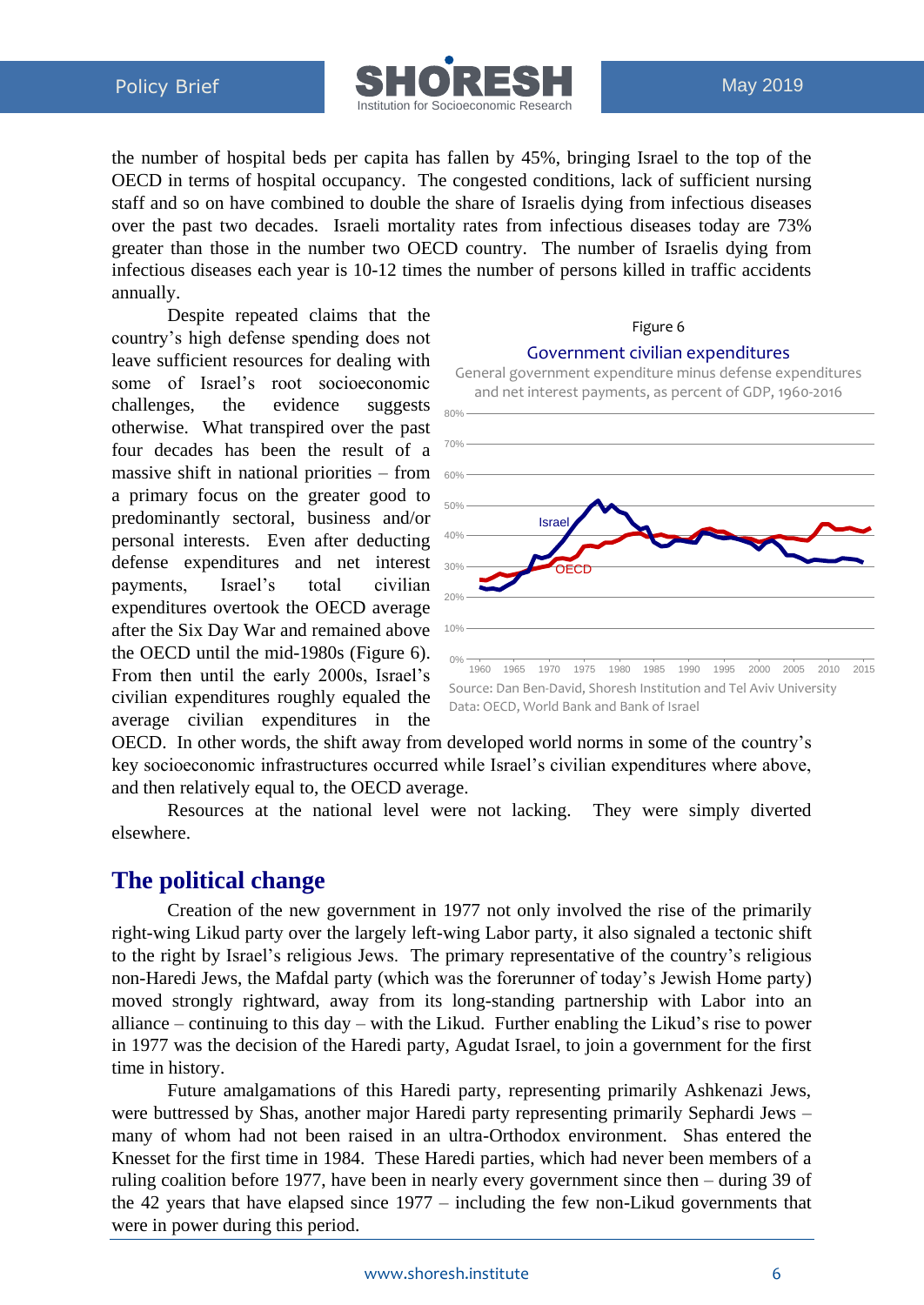the number of hospital beds per capita has fallen by 45%, bringing Israel to the top of the OECD in terms of hospital occupancy. The congested conditions, lack of sufficient nursing staff and so on have combined to double the share of Israelis dying from infectious diseases over the past two decades. Israeli mortality rates from infectious diseases today are 73% greater than those in the number two OECD country. The number of Israelis dying from infectious diseases each year is 10-12 times the number of persons killed in traffic accidents annually.

Despite repeated claims that the country's high defense spending does not leave sufficient resources for dealing with some of Israel's root socioeconomic challenges, the evidence suggests otherwise. What transpired over the past four decades has been the result of a massive shift in national priorities – from a primary focus on the greater good to predominantly sectoral, business and/or personal interests. Even after deducting defense expenditures and net interest payments, Israel's total civilian expenditures overtook the OECD average after the Six Day War and remained above the OECD until the mid-1980s (Figure 6). From then until the early 2000s, Israel's civilian expenditures roughly equaled the average civilian expenditures in the OECD. In other words, the shift away from developed world norms in some of the country's key socioeconomic infrastructures occurred while Israel's civilian expenditures where above, and then relatively equal to, the OECD average.

Figure 6

Government civilian expenditures

General government expenditure minus defense expenditures and net interest payments, as percent of GDP, 1960-2016

Source: Dan Ben-David, Shoresh Institution and Tel Aviv University

Data: OECD, World Bank and Bank of Israel

Resources at the national level were not lacking. They were simply diverted elsewhere.

## The political change

Creation of the new government in 1977 not only involved the rise of the primarily right-wing Likud party over the largely left-wing Labor party, it also signaled a tectonic shift to the right by Israel's religious Jews. The primary representative of the country's religious non-Haredi Jews, the Mafdal party (which was the forerunner of today's Jewish Home party) moved strongly rightward, away from its long-standing partnership with Labor into an alliance – continuing to this day – with the Likud. Further enabling the Likud's rise to power in 1977 was the decision of the Haredi party, Agudat Israel, to join a government for the first time in history.

Future amalgamations of this Haredi party, representing primarily Ashkenazi Jews, were buttressed by Shas, another major Haredi party representing primarily Sephardi Jews – many of whom had not been raised in an ultra-Orthodox environment. Shas entered the Knesset for the first time in 1984. These Haredi parties, which had never been members of a ruling coalition before 1977, have been in nearly every government since then – during 39 of the 42 years that have elapsed since 1977 – including the few non-Likud governments that were in power during this period.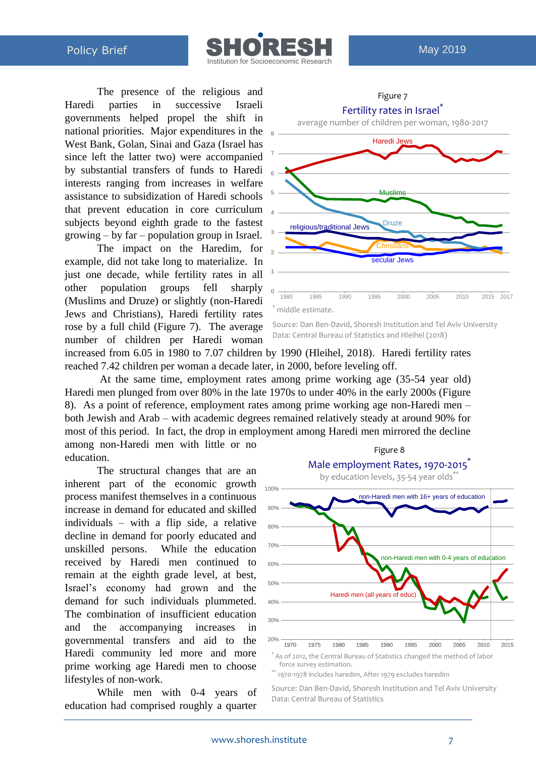The presence of the religious and Haredi parties in successive Israeli governments helped propel the shift in national priorities. Major expenditures in the West Bank, Golan, Sinai and Gaza (Israel has since left the latter two) were accompanied by substantial transfers of funds to Haredi interests ranging from increases in welfare assistance to subsidization of Haredi schools that prevent education in core curriculum subjects beyond eighth grade to the fastest growing – by far – population group in Israel.

The impact on the Haredim, for example, did not take long to materialize. In just one decade, while fertility rates in all other population groups fell sharply (Muslims and Druze) or slightly (non-Haredi Jews and Christians), Haredi fertility rates rose by a full child (Figure 7). The average number of children per Haredi woman increased from 6.05 in 1980 to 7.07 children by 1990 (Hleihel, 2018). Haredi fertility rates reached 7.42 children per woman a decade later, in 2000, before leveling off.

Figure 7

Fertility rates in Israel*

average number of children per woman, 1980-2017

* middle estimate.

Source: Dan Ben-David, Shoresh Institution and Tel Aviv University
Data: Central Bureau of Statistics and Hleihel (2018)

At the same time, employment rates among prime working age (35-54 year old) Haredi men plunged from over 80% in the late 1970s to under 40% in the early 2000s (Figure 8). As a point of reference, employment rates among prime working age non-Haredi men – both Jewish and Arab – with academic degrees remained relatively steady at around 90% for most of this period. In fact, the drop in employment among Haredi men mirrored the decline among non-Haredi men with little or no education.

The structural changes that are an inherent part of the economic growth process manifest themselves in a continuous increase in demand for educated and skilled individuals – with a flip side, a relative decline in demand for poorly educated and unskilled persons. While the education received by Haredi men continued to remain at the eighth grade level, at best, Israel's economy had grown and the demand for such individuals plummeted. The combination of insufficient education and the accompanying increases in governmental transfers and aid to the Haredi community led more and more prime working age Haredi men to choose lifestyles of non-work.

While men with 0-4 years of education had comprised roughly a quarter

Figure 8

Male employment Rates, 1970-2015*

by education levels, 35-54 year olds**

* As of 2012, the Central Bureau of Statistics changed the method of labor force survey estimation.

** 1970-1978 includes haredim, After 1979 excludes haredim

Source: Dan Ben-David, Shoresh Institution and Tel Aviv University
Data: Central Bureau of Statistics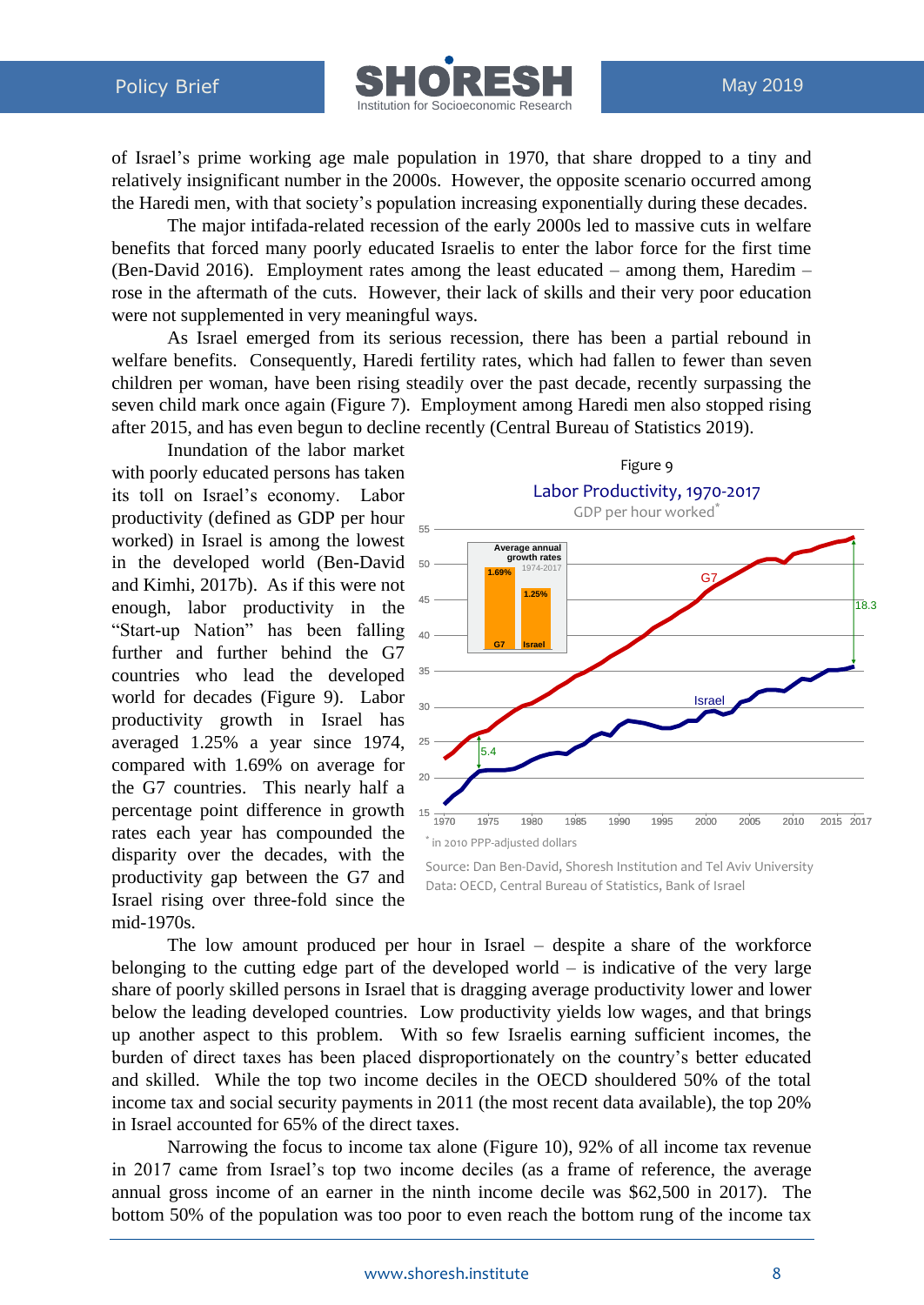of Israel's prime working age male population in 1970, that share dropped to a tiny and relatively insignificant number in the 2000s. However, the opposite scenario occurred among the Haredi men, with that society's population increasing exponentially during these decades.

The major intifada-related recession of the early 2000s led to massive cuts in welfare benefits that forced many poorly educated Israelis to enter the labor force for the first time (Ben-David 2016). Employment rates among the least educated – among them, Haredim – rose in the aftermath of the cuts. However, their lack of skills and their very poor education were not supplemented in very meaningful ways.

As Israel emerged from its serious recession, there has been a partial rebound in welfare benefits. Consequently, Haredi fertility rates, which had fallen to fewer than seven children per woman, have been rising steadily over the past decade, recently surpassing the seven child mark once again (Figure 7). Employment among Haredi men also stopped rising after 2015, and has even begun to decline recently (Central Bureau of Statistics 2019).

Inundation of the labor market with poorly educated persons has taken its toll on Israel's economy. Labor productivity (defined as GDP per hour worked) in Israel is among the lowest in the developed world (Ben-David and Kimhi, 2017b). As if this were not enough, labor productivity in the "Start-up Nation" has been falling further and further behind the G7 countries who lead the developed world for decades (Figure 9). Labor productivity growth in Israel has averaged 1.25% a year since 1974, compared with 1.69% on average for the G7 countries. This nearly half a percentage point difference in growth rates each year has compounded the disparity over the decades, with the productivity gap between the G7 and Israel rising over three-fold since the mid-1970s.

Figure 9

Labor Productivity, 1970-2017

GDP per hour worked*

* in 2010 PPP-adjusted dollars

Source: Dan Ben-David, Shoresh Institution and Tel Aviv University

Data: OECD, Central Bureau of Statistics, Bank of Israel

The low amount produced per hour in Israel – despite a share of the workforce belonging to the cutting edge part of the developed world – is indicative of the very large share of poorly skilled persons in Israel that is dragging average productivity lower and lower below the leading developed countries. Low productivity yields low wages, and that brings up another aspect to this problem. With so few Israelis earning sufficient incomes, the burden of direct taxes has been placed disproportionately on the country's better educated and skilled. While the top two income deciles in the OECD shouldered 50% of the total income tax and social security payments in 2011 (the most recent data available), the top 20% in Israel accounted for 65% of the direct taxes.

Narrowing the focus to income tax alone (Figure 10), 92% of all income tax revenue in 2017 came from Israel's top two income deciles (as a frame of reference, the average annual gross income of an earner in the ninth income decile was $62,500 in 2017). The bottom 50% of the population was too poor to even reach the bottom rung of the income tax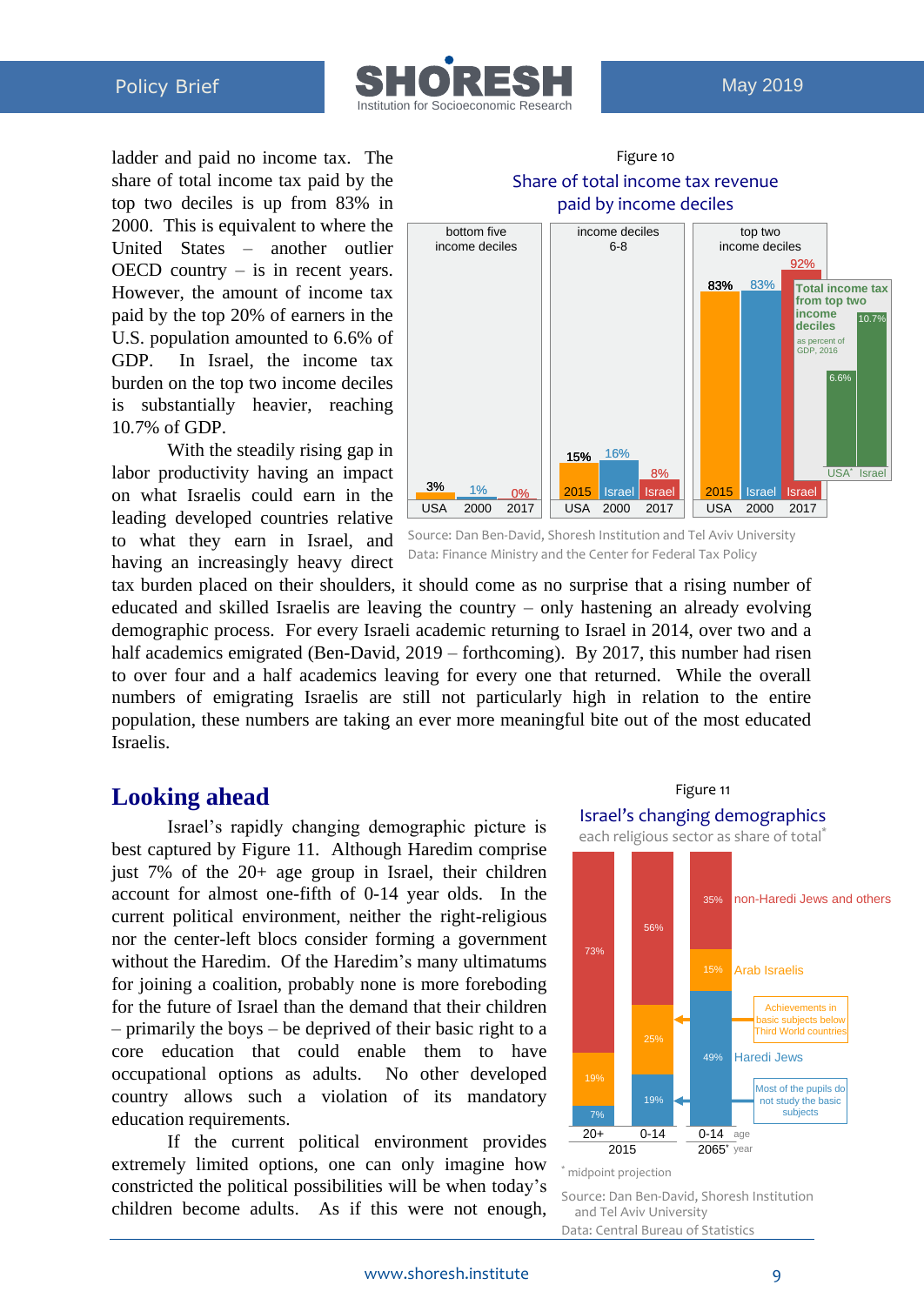ladder and paid no income tax. The share of total income tax paid by the top two deciles is up from 83% in 2000. This is equivalent to where the United States – another outlier OECD country – is in recent years. However, the amount of income tax paid by the top 20% of earners in the U.S. population amounted to 6.6% of GDP. In Israel, the income tax burden on the top two income deciles is substantially heavier, reaching 10.7% of GDP.

With the steadily rising gap in labor productivity having an impact on what Israelis could earn in the leading developed countries relative to what they earn in Israel, and having an increasingly heavy direct tax burden placed on their shoulders, it should come as no surprise that a rising number of educated and skilled Israelis are leaving the country – only hastening an already evolving demographic process. For every Israeli academic returning to Israel in 2014, over two and a half academics emigrated (Ben-David, 2019 – forthcoming). By 2017, this number had risen to over four and a half academics leaving for every one that returned. While the overall numbers of emigrating Israelis are still not particularly high in relation to the entire population, these numbers are taking an ever more meaningful bite out of the most educated Israelis.

Figure 10

Share of total income tax revenue paid by income deciles

| | bottom five income deciles | income deciles 6-8 | top two income deciles |
|---|---|---|---|
| USA 2015 | 3% | 15% | 83% |
| Israel 2000 | 1% | 16% | 83% |
| Israel 2017 | 0% | 8% | 92% |

Total income tax from top two income deciles as percent of GDP, 2016: USA* 6.6%, Israel 10.7%

Source: Dan Ben-David, Shoresh Institution and Tel Aviv University
Data: Finance Ministry and the Center for Federal Tax Policy

## Looking ahead

Israel's rapidly changing demographic picture is best captured by Figure 11. Although Haredim comprise just 7% of the 20+ age group in Israel, their children account for almost one-fifth of 0-14 year olds. In the current political environment, neither the right-religious nor the center-left blocs consider forming a government without the Haredim. Of the Haredim's many ultimatums for joining a coalition, probably none is more foreboding for the future of Israel than the demand that their children – primarily the boys – be deprived of their basic right to a core education that could enable them to have occupational options as adults. No other developed country allows such a violation of its mandatory education requirements.

If the current political environment provides extremely limited options, one can only imagine how constricted the political possibilities will be when today's children become adults. As if this were not enough,

Figure 11

Israel's changing demographics

each religious sector as share of total*

| | 2015, age 20+ | 2015, age 0-14 | 2065*, age 0-14 |
|---|---|---|---|
| non-Haredi Jews and others | 73% | 56% | 35% |
| Arab Israelis | 19% | 25% | 15% |
| Haredi Jews | 7% | 19% | 49% |

Achievements in basic subjects below Third World countries

Most of the pupils do not study the basic subjects

\* midpoint projection

Source: Dan Ben-David, Shoresh Institution and Tel Aviv University
Data: Central Bureau of Statistics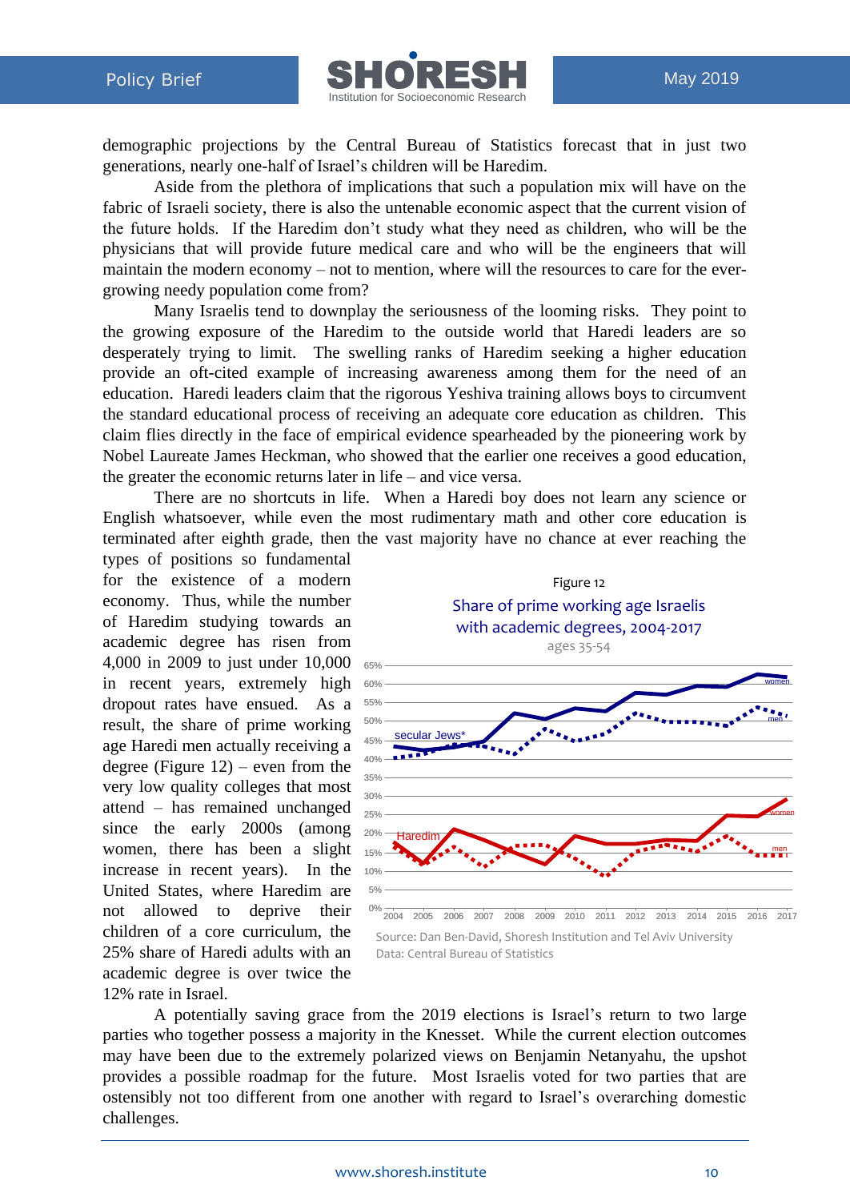demographic projections by the Central Bureau of Statistics forecast that in just two generations, nearly one-half of Israel's children will be Haredim.

Aside from the plethora of implications that such a population mix will have on the fabric of Israeli society, there is also the untenable economic aspect that the current vision of the future holds. If the Haredim don't study what they need as children, who will be the physicians that will provide future medical care and who will be the engineers that will maintain the modern economy – not to mention, where will the resources to care for the ever-growing needy population come from?

Many Israelis tend to downplay the seriousness of the looming risks. They point to the growing exposure of the Haredim to the outside world that Haredi leaders are so desperately trying to limit. The swelling ranks of Haredim seeking a higher education provide an oft-cited example of increasing awareness among them for the need of an education. Haredi leaders claim that the rigorous Yeshiva training allows boys to circumvent the standard educational process of receiving an adequate core education as children. This claim flies directly in the face of empirical evidence spearheaded by the pioneering work by Nobel Laureate James Heckman, who showed that the earlier one receives a good education, the greater the economic returns later in life – and vice versa.

There are no shortcuts in life. When a Haredi boy does not learn any science or English whatsoever, while even the most rudimentary math and other core education is terminated after eighth grade, then the vast majority have no chance at ever reaching the types of positions so fundamental for the existence of a modern economy. Thus, while the number of Haredim studying towards an academic degree has risen from 4,000 in 2009 to just under 10,000 in recent years, extremely high dropout rates have ensued. As a result, the share of prime working age Haredi men actually receiving a degree (Figure 12) – even from the very low quality colleges that most attend – has remained unchanged since the early 2000s (among women, there has been a slight increase in recent years). In the United States, where Haredim are not allowed to deprive their children of a core curriculum, the 25% share of Haredi adults with an academic degree is over twice the 12% rate in Israel.

Figure 12

Share of prime working age Israelis with academic degrees, 2004-2017

ages 35-54

Source: Dan Ben-David, Shoresh Institution and Tel Aviv University
Data: Central Bureau of Statistics

A potentially saving grace from the 2019 elections is Israel's return to two large parties who together possess a majority in the Knesset. While the current election outcomes may have been due to the extremely polarized views on Benjamin Netanyahu, the upshot provides a possible roadmap for the future. Most Israelis voted for two parties that are ostensibly not too different from one another with regard to Israel's overarching domestic challenges.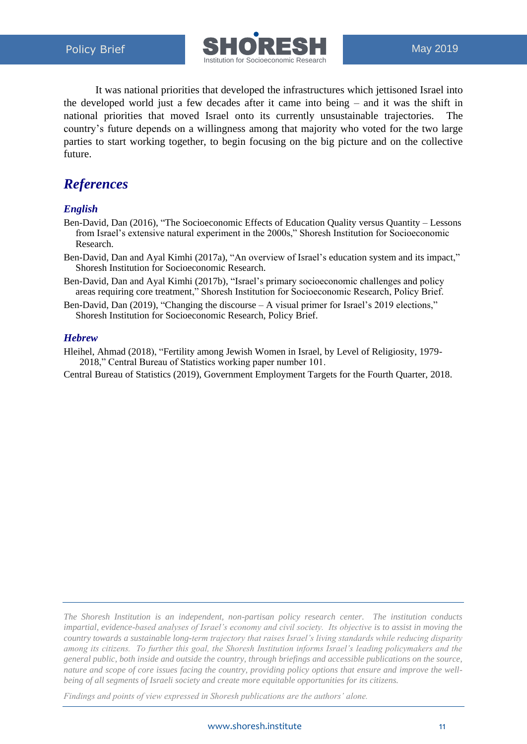It was national priorities that developed the infrastructures which jettisoned Israel into the developed world just a few decades after it came into being – and it was the shift in national priorities that moved Israel onto its currently unsustainable trajectories. The country's future depends on a willingness among that majority who voted for the two large parties to start working together, to begin focusing on the big picture and on the collective future.

## *References*

### *English*

Ben-David, Dan (2016), "The Socioeconomic Effects of Education Quality versus Quantity – Lessons from Israel's extensive natural experiment in the 2000s," Shoresh Institution for Socioeconomic Research.

Ben-David, Dan and Ayal Kimhi (2017a), "An overview of Israel's education system and its impact," Shoresh Institution for Socioeconomic Research.

Ben-David, Dan and Ayal Kimhi (2017b), "Israel's primary socioeconomic challenges and policy areas requiring core treatment," Shoresh Institution for Socioeconomic Research, Policy Brief.

Ben-David, Dan (2019), "Changing the discourse – A visual primer for Israel's 2019 elections," Shoresh Institution for Socioeconomic Research, Policy Brief.

### *Hebrew*

Hleihel, Ahmad (2018), "Fertility among Jewish Women in Israel, by Level of Religiosity, 1979-2018," Central Bureau of Statistics working paper number 101.

Central Bureau of Statistics (2019), Government Employment Targets for the Fourth Quarter, 2018.

---

*The Shoresh Institution is an independent, non-partisan policy research center. The institution conducts impartial, evidence-based analyses of Israel's economy and civil society. Its objective is to assist in moving the country towards a sustainable long-term trajectory that raises Israel's living standards while reducing disparity among its citizens. To further this goal, the Shoresh Institution informs Israel's leading policymakers and the general public, both inside and outside the country, through briefings and accessible publications on the source, nature and scope of core issues facing the country, providing policy options that ensure and improve the well-being of all segments of Israeli society and create more equitable opportunities for its citizens.*

*Findings and points of view expressed in Shoresh publications are the authors' alone.*